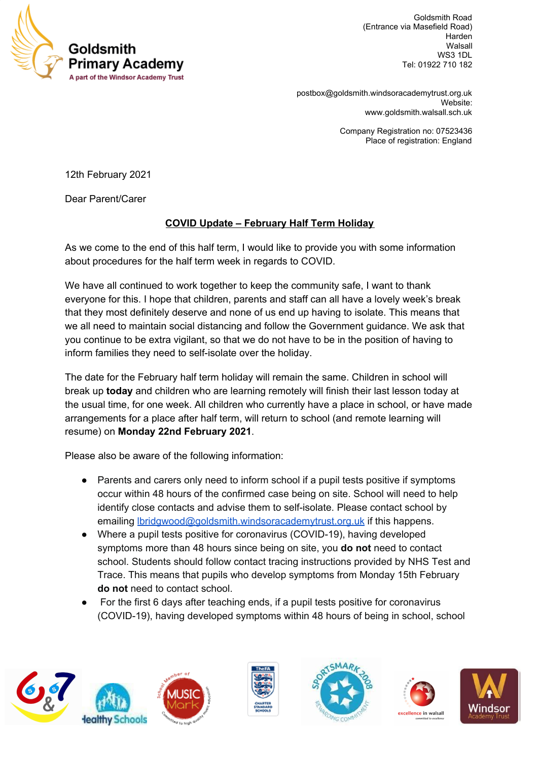**Goldsmith Primary Academy**
A part of the Windsor Academy Trust

Goldsmith Road
(Entrance via Masefield Road)
Harden
Walsall
WS3 1DL
Tel: 01922 710 182

postbox@goldsmith.windsoracademytrust.org.uk
Website:
www.goldsmith.walsall.sch.uk

Company Registration no: 07523436
Place of registration: England

12th February 2021

Dear Parent/Carer

**COVID Update – February Half Term Holiday**

As we come to the end of this half term, I would like to provide you with some information about procedures for the half term week in regards to COVID.

We have all continued to work together to keep the community safe, I want to thank everyone for this. I hope that children, parents and staff can all have a lovely week's break that they most definitely deserve and none of us end up having to isolate. This means that we all need to maintain social distancing and follow the Government guidance. We ask that you continue to be extra vigilant, so that we do not have to be in the position of having to inform families they need to self-isolate over the holiday.

The date for the February half term holiday will remain the same. Children in school will break up **today** and children who are learning remotely will finish their last lesson today at the usual time, for one week. All children who currently have a place in school, or have made arrangements for a place after half term, will return to school (and remote learning will resume) on **Monday 22nd February 2021**.

Please also be aware of the following information:

- Parents and carers only need to inform school if a pupil tests positive if symptoms occur within 48 hours of the confirmed case being on site. School will need to help identify close contacts and advise them to self-isolate. Please contact school by emailing lbridgwood@goldsmith.windsoracademytrust.org.uk if this happens.
- Where a pupil tests positive for coronavirus (COVID-19), having developed symptoms more than 48 hours since being on site, you **do not** need to contact school. Students should follow contact tracing instructions provided by NHS Test and Trace. This means that pupils who develop symptoms from Monday 15th February **do not** need to contact school.
- For the first 6 days after teaching ends, if a pupil tests positive for coronavirus (COVID-19), having developed symptoms within 48 hours of being in school, school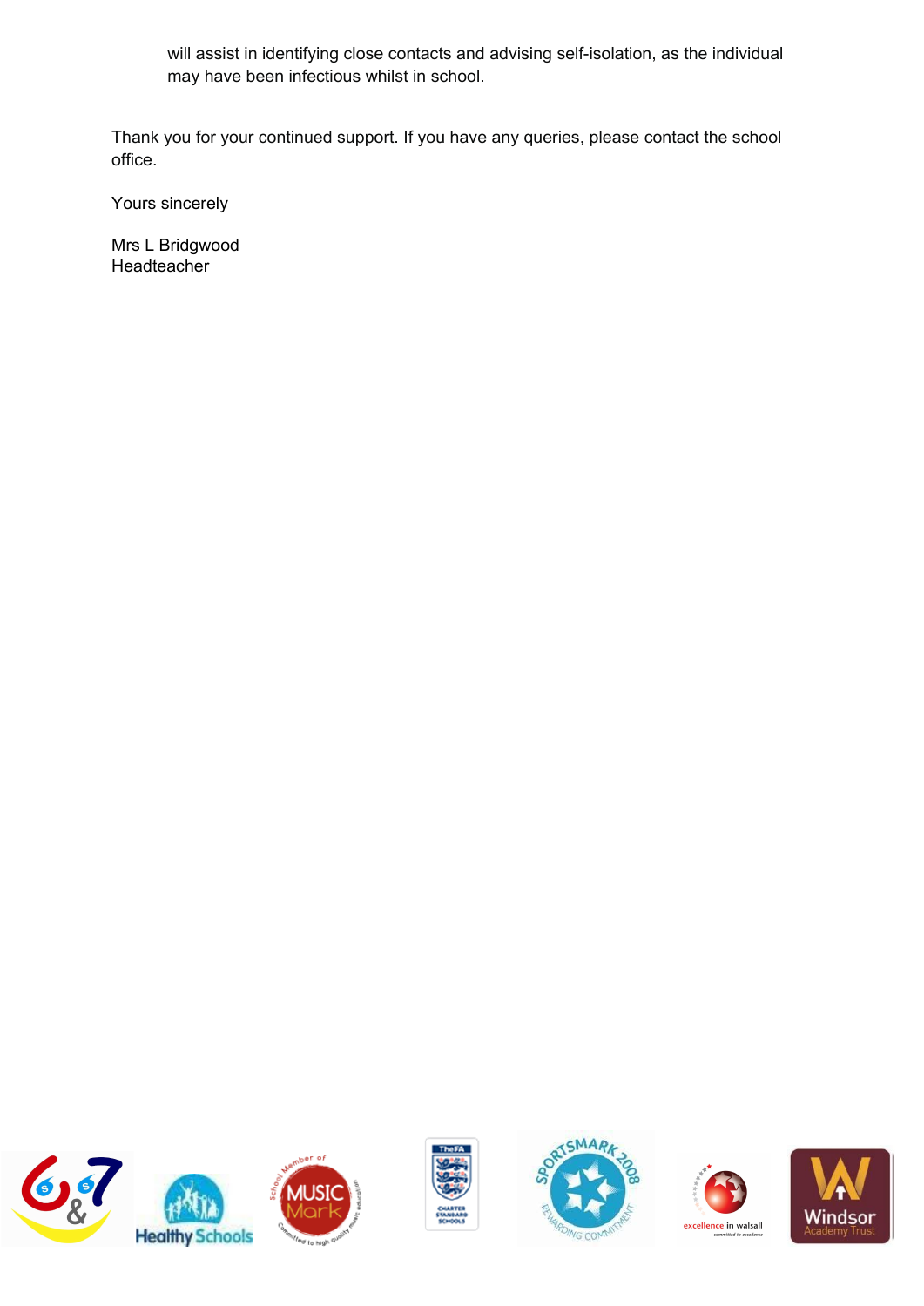will assist in identifying close contacts and advising self-isolation, as the individual may have been infectious whilst in school.

Thank you for your continued support. If you have any queries, please contact the school office.

Yours sincerely

Mrs L Bridgwood
Headteacher